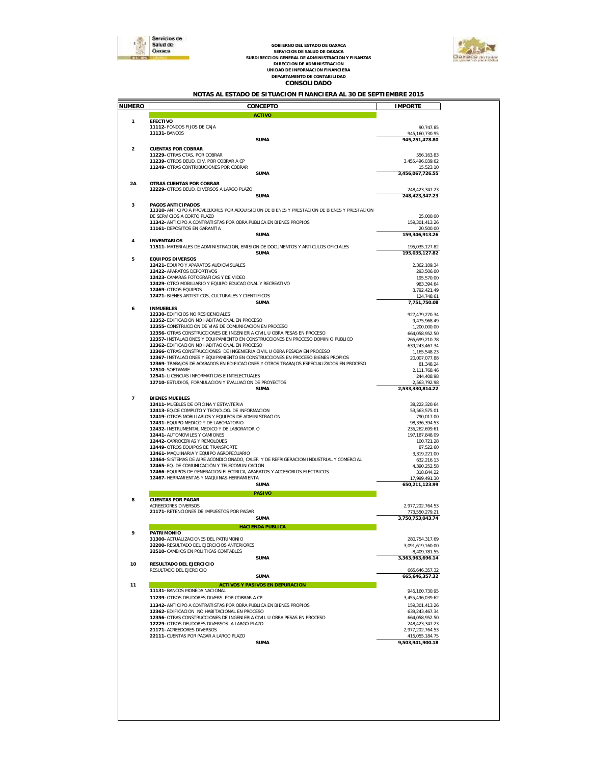GOBIERNO DEL ESTADO DE OAXACA
SERVICIOS DE SALUD DE OAXACA
SUBDIRECCION GENERAL DE ADMINISTRACION Y FINANZAS
DIRECCION DE ADMINISTRACION
UNIDAD DE INFORMACION FINANCIERA
DEPARTAMENTO DE CONTABILIDAD

# CONSOLIDADO

## NOTAS AL ESTADO DE SITUACION FINANCIERA AL 30 DE SEPTIEMBRE 2015

| NUMERO | CONCEPTO | IMPORTE |
|---|---|---|
| | **ACTIVO** | |
| 1 | **EFECTIVO** | |
| | **11112-** FONDOS FIJOS DE CAJA | 90,747.85 |
| | **11131-** BANCOS | 945,160,730.95 |
| | **SUMA** | **945,251,478.80** |
| 2 | **CUENTAS POR COBRAR** | |
| | **11229-** OTRAS CTAS. POR COBRAR | 556,163.83 |
| | **11239-** OTROS DEUD. DIV. POR COBRAR A CP | 3,455,496,039.62 |
| | **11249-** OTRAS CONTRIBUCIONES POR COBRAR | 15,523.10 |
| | **SUMA** | **3,456,067,726.55** |
| 2A | **OTRAS CUENTAS POR COBRAR** | |
| | **12229-** OTROS DEUD. DIVERSOS A LARGO PLAZO | 248,423,347.23 |
| | **SUMA** | **248,423,347.23** |
| 3 | **PAGOS ANTICIPADOS** | |
| | **11310-** ANTICIPO A PROVEEDORES POR ADQUISICION DE BIENES Y PRESTACION DE BIENES Y PRESTACION DE SERVICIOS A CORTO PLAZO | 25,000.00 |
| | **11342-** ANTICIPO A CONTRATISTAS POR OBRA PUBLICA EN BIENES PROPIOS | 159,301,413.26 |
| | **11161-** DEPÓSITOS EN GARANTÍA | 20,500.00 |
| | **SUMA** | **159,346,913.26** |
| 4 | **INVENTARIOS** | |
| | **11511-** MATERIALES DE ADMINISTRACION, EMISION DE DOCUMENTOS Y ARTICULOS OFICIALES | 195,035,127.82 |
| | **SUMA** | **195,035,127.82** |
| 5 | **EQUIPOS DIVERSOS** | |
| | **12421-** EQUIPO Y APARATOS AUDIOVISUALES | 2,362,109.34 |
| | **12422-** APARATOS DEPORTIVOS | 293,506.00 |
| | **12423-** CAMARAS FOTOGRAFICAS Y DE VIDEO | 195,570.00 |
| | **12429-** OTRO MOBILIARIO Y EQUIPO EDUCACIONAL Y RECREATIVO | 983,394.64 |
| | **12469-** OTROS EQUIPOS | 3,792,421.49 |
| | **12471-** BIENES ARTISTICOS, CULTURALES Y CIENTIFICOS | 124,748.61 |
| | **SUMA** | **7,751,750.08** |
| 6 | **INMUEBLES** | |
| | **12330-** EDIFICIOS NO RESIDENCIALES | 927,479,270.34 |
| | **12352-** EDIFICACION NO HABITACIONAL EN PROCESO | 9,475,968.49 |
| | **12355-** CONSTRUCCION DE VIAS DE COMUNICACIÓN EN PROCESO | 1,200,000.00 |
| | **12356-** OTRAS CONSTRUCCIONES DE INGENIERIA CIVIL U OBRA PESAS EN PROCESO | 664,058,952.50 |
| | **12357-** INSTALACIONES Y EQUIPAMIENTO EN CONSTRUCCIONES EN PROCESO DOMINIO PUBLICO | 265,699,210.78 |
| | **12362-** EDIFICACION NO HABITACIONAL EN PROCESO | 639,243,467.34 |
| | **12366-** OTRAS CONSTRUCCIONES DE INGENIERIA CIVIL U OBRA PESADA EN PROCESO | 1,165,548.23 |
| | **12367-** INSTALACIONES Y EQUIPAMIENTO EN CONSTRUCCIONES EN PROCESO BIENES PROPIOS | 20,007,077.88 |
| | **12369-** TRABAJOS DE ACABADOS EN EDIFICACIONES Y OTROS TRABAJOS ESPECIALIZADOS EN PROCESO | 81,348.24 |
| | **12510-** SOFTWARE | 2,111,768.46 |
| | **12541-** LICENCIAS INFORMATICAS E INTELECTUALES | 244,408.98 |
| | **12710-** ESTUDIOS, FORMULACION Y EVALUACION DE PROYECTOS | 2,563,792.98 |
| | **SUMA** | **2,533,330,814.22** |
| 7 | **BIENES MUEBLES** | |
| | **12411-** MUEBLES DE OFICINA Y ESTANTERIA | 38,222,320.64 |
| | **12413-** EQ.DE COMPUTO Y TECNOLOG. DE INFORMACION | 53,563,575.01 |
| | **12419-** OTROS MOBILIARIOS Y EQUIPOS DE ADMINISTRACION | 790,017.00 |
| | **12431-** EQUIPO MEDICO Y DE LABORATORIO | 98,336,394.53 |
| | **12432-** INSTRUMENTAL MEDICO Y DE LABORATORIO | 235,262,699.61 |
| | **12441-** AUTOMOVILES Y CAMIONES | 197,187,848.09 |
| | **12442-** CARROCERIAS Y REMOLQUES | 100,721.28 |
| | **12449-** OTROS EQUIPOS DE TRANSPORTE | 87,522.60 |
| | **12461-** MAQUINARIA Y EQUIPO AGROPECUARIO | 3,319,221.00 |
| | **12464-** SISTEMAS DE AIRE ACONDICIONADO, CALEF. Y DE REFRIGERACION INDUSTRIAL Y COMERCIAL | 632,216.13 |
| | **12465-** EQ. DE COMUNICACIÓN Y TELECOMUNICACION | 4,390,252.58 |
| | **12466-** EQUIPOS DE GENERACION ELECTRICA, APARATOS Y ACCESORIOS ELECTRICOS | 318,844.22 |
| | **12467-** HERRAMIENTAS Y MAQUINAS-HERRAMIENTA | 17,999,491.30 |
| | **SUMA** | **650,211,123.99** |
| | **PASIVO** | |
| 8 | **CUENTAS POR PAGAR** | |
| | ACREEDORES DIVERSOS | 2,977,202,764.53 |
| | **21171-** RETENCIONES DE IMPUESTOS POR PAGAR | 773,550,279.21 |
| | **SUMA** | **3,750,753,043.74** |
| | **HACIENDA PUBLICA** | |
| 9 | **PATRIMONIO** | |
| | **31300-** ACTUALIZACIONES DEL PATRIMONIO | 280,754,317.69 |
| | **32200-** RESULTADO DEL EJERCICIOS ANTERIORES | 3,091,619,160.00 |
| | **32510-** CAMBIOS EN POLITICAS CONTABLES | -8,409,781.55 |
| | **SUMA** | **3,363,963,696.14** |
| 10 | **RESULTADO DEL EJERCICIO** | |
| | RESULTADO DEL EJERCICIO | 665,646,357.32 |
| | **SUMA** | **665,646,357.32** |
| 11 | **ACTIVOS Y PASIVOS EN DEPURACION** | |
| | **11131-** BANCOS MONEDA NACIONAL | 945,160,730.95 |
| | **11239-** OTROS DEUDORES DIVERS. POR COBRAR A CP | 3,455,496,039.62 |
| | **11342-** ANTICIPO A CONTRATISTAS POR OBRA PUBLICA EN BIENES PROPIOS | 159,301,413.26 |
| | **12362-** EDIFICACION NO HABITACIONAL EN PROCESO | 639,243,467.34 |
| | **12356-** OTRAS CONSTRUCCIONES DE INGENIERIA CIVIL U OBRA PESAS EN PROCESO | 664,058,952.50 |
| | **12229-** OTROS DEUDORES DIVERSOS A LARGO PLAZO | 248,423,347.23 |
| | **21171-** ACREEDORES DIVERSOS | 2,977,202,764.53 |
| | **22111-** CUENTAS POR PAGAR A LARGO PLAZO | 415,055,184.75 |
| | **SUMA** | **9,503,941,900.18** |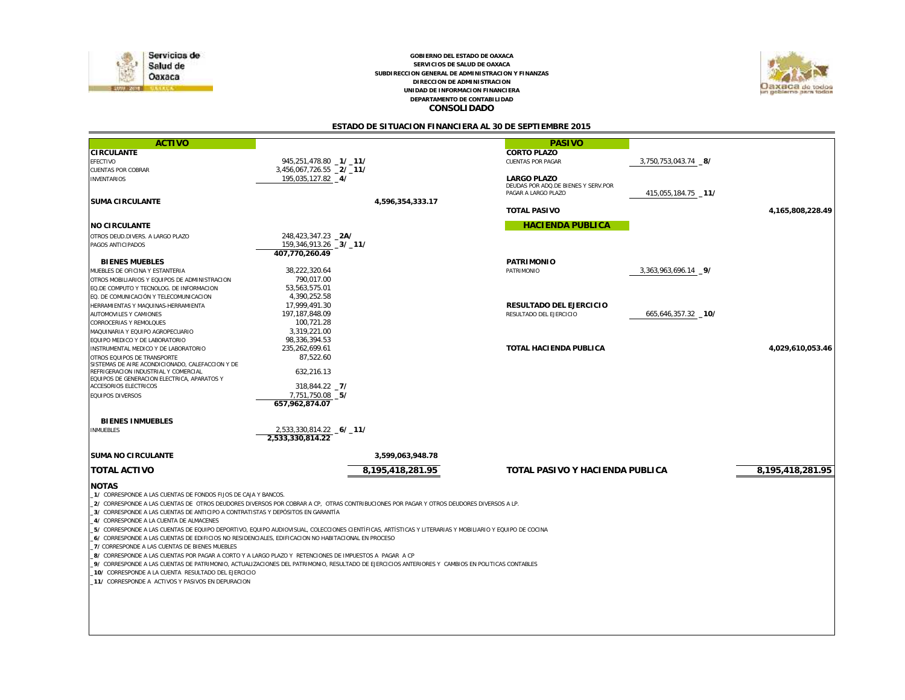GOBIERNO DEL ESTADO DE OAXACA
SERVICIOS DE SALUD DE OAXACA
SUBDIRECCION GENERAL DE ADMINISTRACION Y FINANZAS
DIRECCION DE ADMINISTRACION
UNIDAD DE INFORMACION FINANCIERA
DEPARTAMENTO DE CONTABILIDAD

# CONSOLIDADO

## ESTADO DE SITUACION FINANCIERA AL 30 DE SEPTIEMBRE 2015

| ACTIVO | | | PASIVO | | |
|---|---|---|---|---|---|
| **CIRCULANTE** | | | **CORTO PLAZO** | | |
| EFECTIVO | 945,251,478.80 _1/ _11/ | | CUENTAS POR PAGAR | 3,750,753,043.74 _8/ | |
| CUENTAS POR COBRAR | 3,456,067,726.55 _2/ _11/ | | | | |
| INVENTARIOS | 195,035,127.82 _4/ | | **LARGO PLAZO** | | |
| | | | DEUDAS POR ADQ.DE BIENES Y SERV.POR PAGAR A LARGO PLAZO | 415,055,184.75 _11/ | |
| **SUMA CIRCULANTE** | | 4,596,354,333.17 | | | |
| | | | **TOTAL PASIVO** | | 4,165,808,228.49 |
| **NO CIRCULANTE** | | | **HACIENDA PUBLICA** | | |
| OTROS DEUD.DIVERS. A LARGO PLAZO | 248,423,347.23 _2A/ | | | | |
| PAGOS ANTICIPADOS | 159,346,913.26 _3/ _11/ | | | | |
| | **407,770,260.49** | | | | |
| **BIENES MUEBLES** | | | **PATRIMONIO** | | |
| MUEBLES DE OFICINA Y ESTANTERIA | 38,222,320.64 | | PATRIMONIO | 3,363,963,696.14 _9/ | |
| OTROS MOBILIARIOS Y EQUIPOS DE ADMINISTRACION | 790,017.00 | | | | |
| EQ.DE COMPUTO Y TECNOLOG. DE INFORMACION | 53,563,575.01 | | | | |
| EQ. DE COMUNICACIÓN Y TELECOMUNICACION | 4,390,252.58 | | | | |
| HERRAMIENTAS Y MAQUINAS-HERRAMIENTA | 17,999,491.30 | | **RESULTADO DEL EJERCICIO** | | |
| AUTOMOVILES Y CAMIONES | 197,187,848.09 | | RESULTADO DEL EJERCICIO | 665,646,357.32 _10/ | |
| CORROCERIAS Y REMOLQUES | 100,721.28 | | | | |
| MAQUINARIA Y EQUIPO AGROPECUARIO | 3,319,221.00 | | | | |
| EQUIPO MEDICO Y DE LABORATORIO | 98,336,394.53 | | | | |
| INSTRUMENTAL MEDICO Y DE LABORATORIO | 235,262,699.61 | | **TOTAL HACIENDA PUBLICA** | | 4,029,610,053.46 |
| OTROS EQUIPOS DE TRANSPORTE | 87,522.60 | | | | |
| SISTEMAS DE AIRE ACONDICIONADO, CALEFACCION Y DE REFRIGERACION INDUSTRIAL Y COMERCIAL | 632,216.13 | | | | |
| EQUIPOS DE GENERACION ELECTRICA, APARATOS Y ACCESORIOS ELECTRICOS | 318,844.22 _7/ | | | | |
| EQUIPOS DIVERSOS | 7,751,750.08 _5/ | | | | |
| | **657,962,874.07** | | | | |
| **BIENES INMUEBLES** | | | | | |
| INMUEBLES | 2,533,330,814.22 _6/ _11/ | | | | |
| | **2,533,330,814.22** | | | | |
| **SUMA NO CIRCULANTE** | | 3,599,063,948.78 | | | |
| **TOTAL ACTIVO** | | **8,195,418,281.95** | **TOTAL PASIVO Y HACIENDA PUBLICA** | | **8,195,418,281.95** |

**NOTAS**

_1/ CORRESPONDE A LAS CUENTAS DE FONDOS FIJOS DE CAJA Y BANCOS.
_2/ CORRESPONDE A LAS CUENTAS DE OTROS DEUDORES DIVERSOS POR COBRAR A CP, OTRAS CONTRIBUCIONES POR PAGAR Y OTROS DEUDORES DIVERSOS A LP.
_3/ CORRESPONDE A LAS CUENTAS DE ANTICIPO A CONTRATISTAS Y DEPÓSITOS EN GARANTÍA
_4/ CORRESPONDE A LA CUENTA DE ALMACENES
_5/ CORRESPONDE A LAS CUENTAS DE EQUIPO DEPORTIVO, EQUIPO AUDIOVISUAL, COLECCIONES CIENTÍFICAS, ARTÍSTICAS Y LITERARIAS Y MOBILIARIO Y EQUIPO DE COCINA
_6/ CORRESPONDE A LAS CUENTAS DE EDIFICIOS NO RESIDENCIALES, EDIFICACION NO HABITACIONAL EN PROCESO
_7/ CORRESPONDE A LAS CUENTAS DE BIENES MUEBLES
_8/ CORRESPONDE A LAS CUENTAS POR PAGAR A CORTO Y A LARGO PLAZO Y RETENCIONES DE IMPUESTOS A PAGAR A CP
_9/ CORRESPONDE A LAS CUENTAS DE PATRIMONIO, ACTUALIZACIONES DEL PATRIMONIO, RESULTADO DE EJERCICIOS ANTERIORES Y CAMBIOS EN POLITICAS CONTABLES
_10/ CORRESPONDE A LA CUENTA RESULTADO DEL EJERCICIO
_11/ CORRESPONDE A ACTIVOS Y PASIVOS EN DEPURACION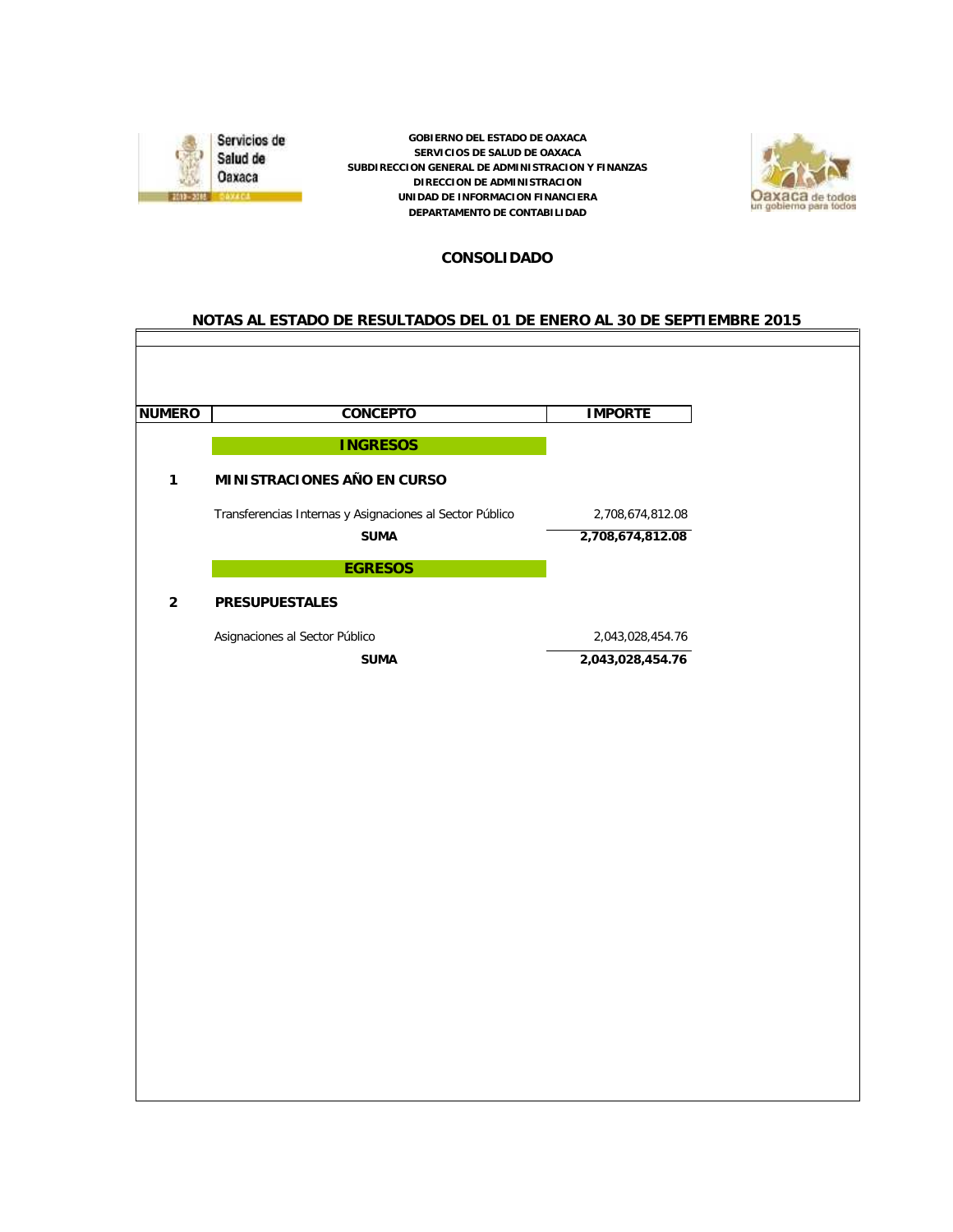GOBIERNO DEL ESTADO DE OAXACA
SERVICIOS DE SALUD DE OAXACA
SUBDIRECCION GENERAL DE ADMINISTRACION Y FINANZAS
DIRECCION DE ADMINISTRACION
UNIDAD DE INFORMACION FINANCIERA
DEPARTAMENTO DE CONTABILIDAD

## CONSOLIDADO

## NOTAS AL ESTADO DE RESULTADOS DEL 01 DE ENERO AL 30 DE SEPTIEMBRE 2015

| NUMERO | CONCEPTO | IMPORTE |
|---|---|---|
| | **INGRESOS** | |
| **1** | **MINISTRACIONES AÑO EN CURSO** | |
| | Transferencias Internas y Asignaciones al Sector Público | 2,708,674,812.08 |
| | **SUMA** | **2,708,674,812.08** |
| | **EGRESOS** | |
| **2** | **PRESUPUESTALES** | |
| | Asignaciones al Sector Público | 2,043,028,454.76 |
| | **SUMA** | **2,043,028,454.76** |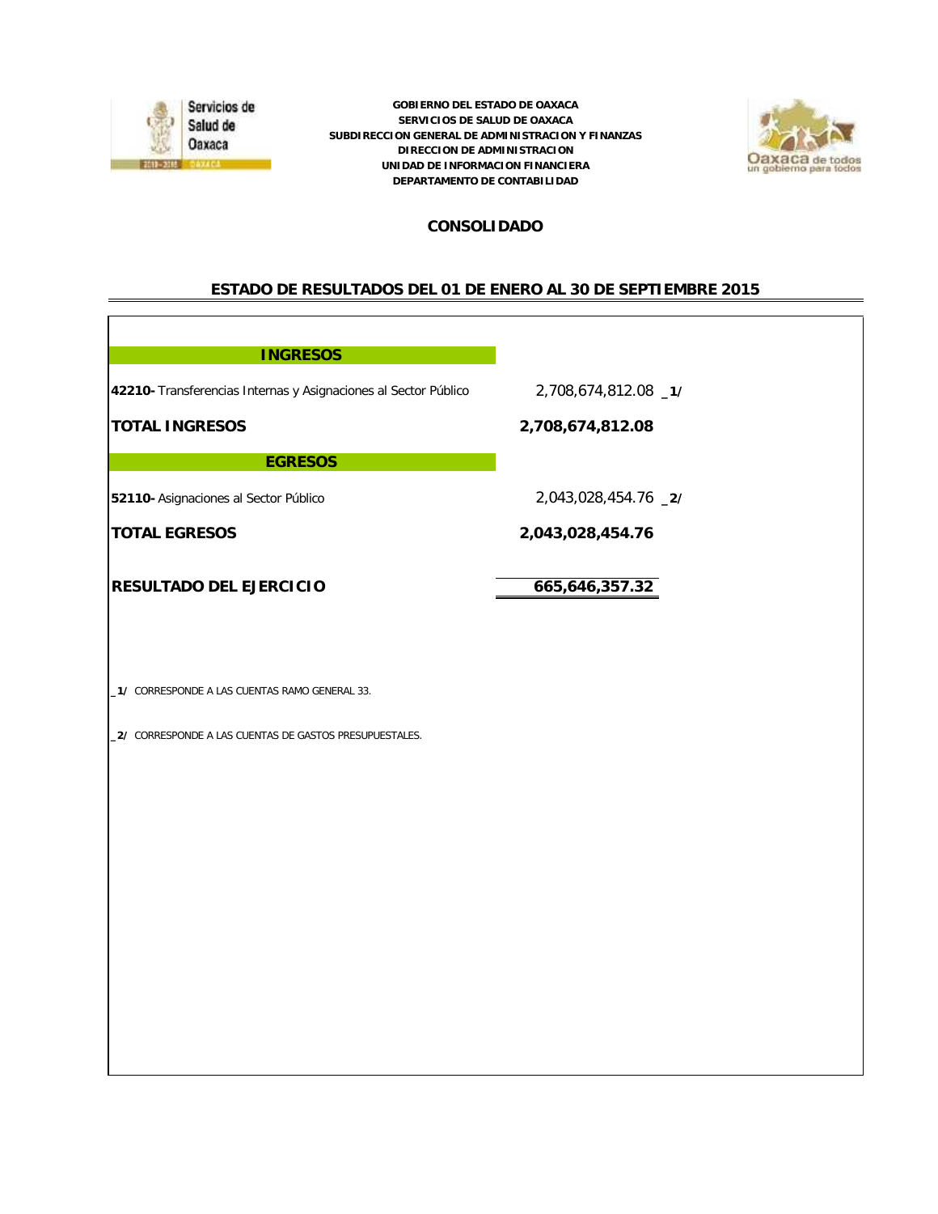**GOBIERNO DEL ESTADO DE OAXACA**
**SERVICIOS DE SALUD DE OAXACA**
**SUBDIRECCION GENERAL DE ADMINISTRACION Y FINANZAS**
**DIRECCION DE ADMINISTRACION**
**UNIDAD DE INFORMACION FINANCIERA**
**DEPARTAMENTO DE CONTABILIDAD**

## CONSOLIDADO

## ESTADO DE RESULTADOS DEL 01 DE ENERO AL 30 DE SEPTIEMBRE 2015

| | |
|---|---|
| **INGRESOS** | |
| **42210-** Transferencias Internas y Asignaciones al Sector Público | 2,708,674,812.08 _**1/** |
| **TOTAL INGRESOS** | **2,708,674,812.08** |
| **EGRESOS** | |
| **52110-** Asignaciones al Sector Público | 2,043,028,454.76 _**2/** |
| **TOTAL EGRESOS** | **2,043,028,454.76** |
| **RESULTADO DEL EJERCICIO** | **665,646,357.32** |

_**1/** CORRESPONDE A LAS CUENTAS RAMO GENERAL 33.

_**2/** CORRESPONDE A LAS CUENTAS DE GASTOS PRESUPUESTALES.